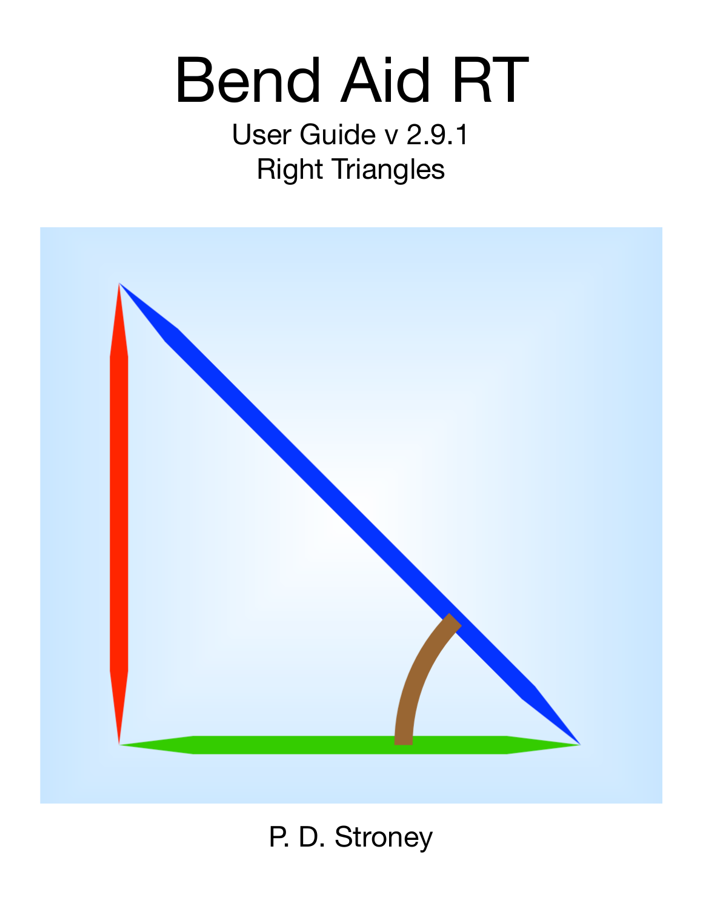# Bend Aid RT

User Guide v 2.9.1

Right Triangles

P. D. Stroney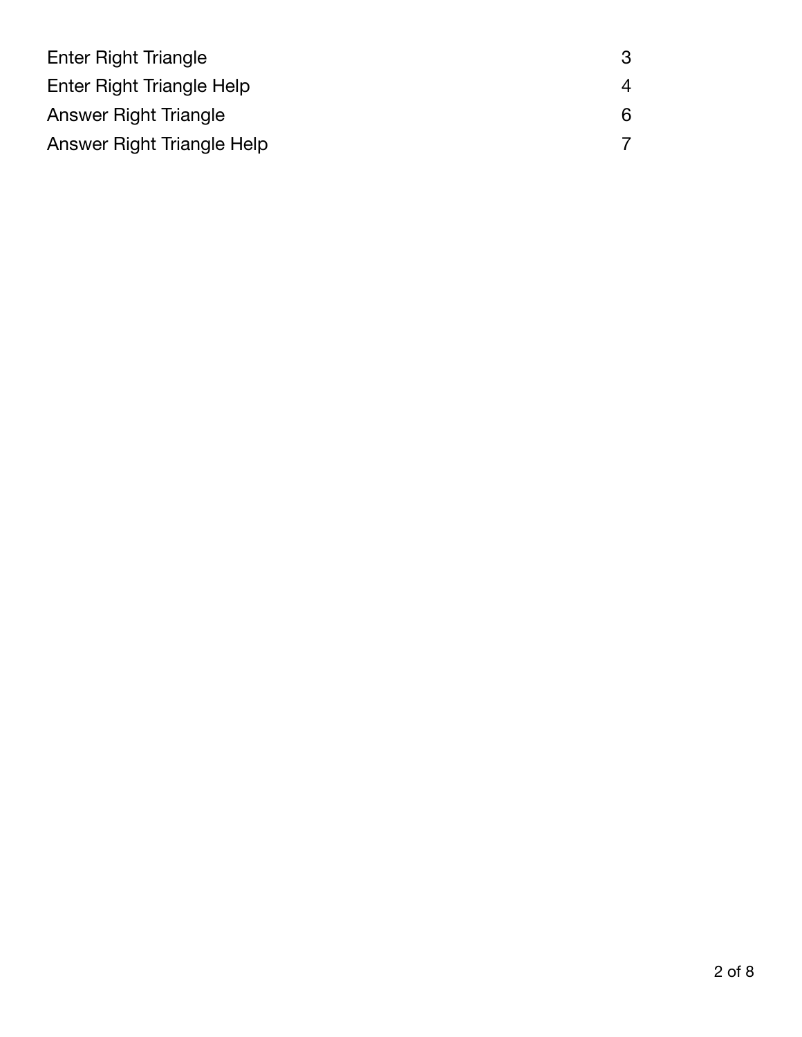| | |
|---|---|
| Enter Right Triangle | 3 |
| Enter Right Triangle Help | 4 |
| Answer Right Triangle | 6 |
| Answer Right Triangle Help | 7 |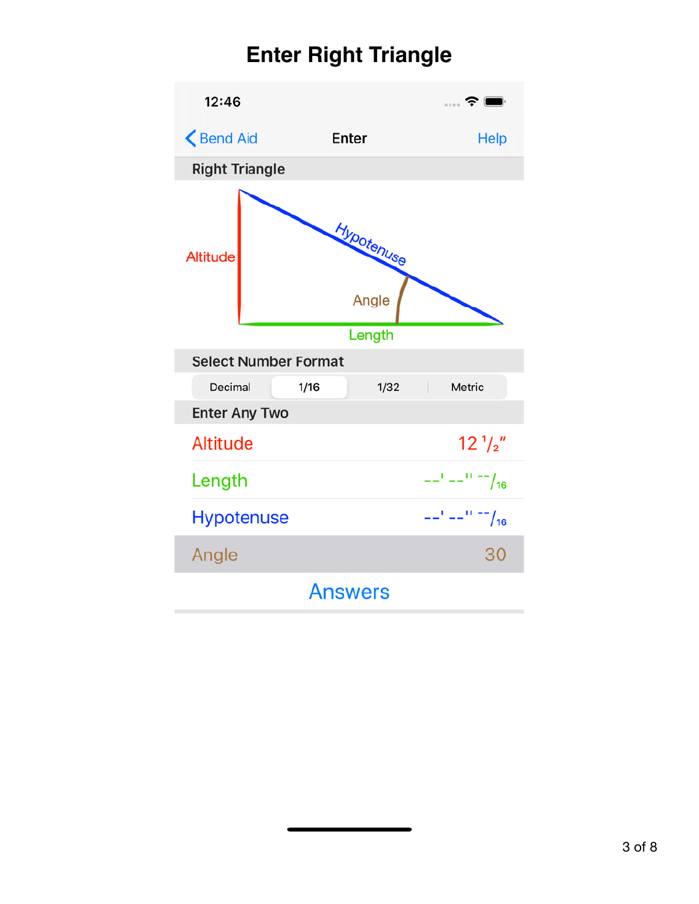# Enter Right Triangle

12:46

Bend Aid | Enter | Help

**Right Triangle**

Altitude

Hypotenuse

Angle

Length

**Select Number Format**

| Decimal | 1/16 | 1/32 | Metric |
|---|---|---|---|

**Enter Any Two**

| | |
|---|---|
| Altitude | 12 1/2" |
| Length | --' --" --/16 |
| Hypotenuse | --' --" --/16 |
| Angle | 30 |

Answers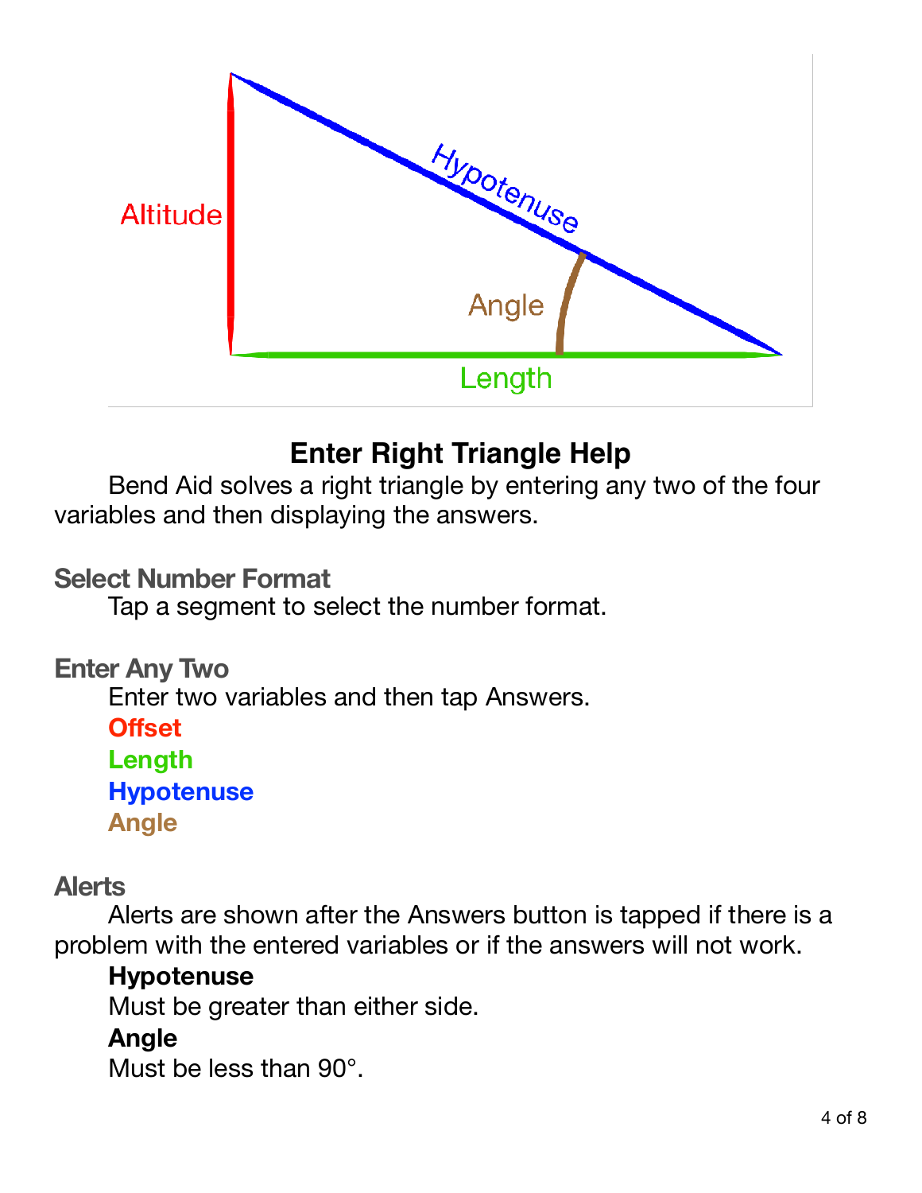# Enter Right Triangle Help

Bend Aid solves a right triangle by entering any two of the four variables and then displaying the answers.

### Select Number Format

Tap a segment to select the number format.

### Enter Any Two

Enter two variables and then tap Answers.

**Offset**
**Length**
**Hypotenuse**
**Angle**

### Alerts

Alerts are shown after the Answers button is tapped if there is a problem with the entered variables or if the answers will not work.

**Hypotenuse**
Must be greater than either side.

**Angle**
Must be less than 90°.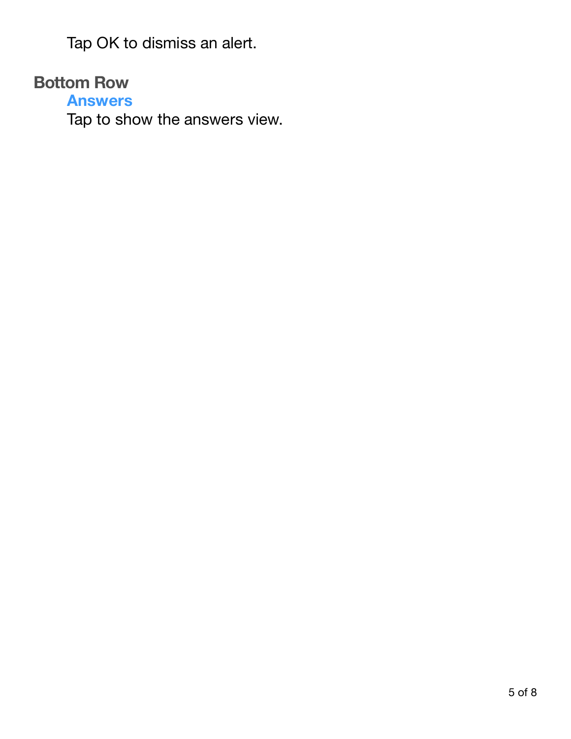Tap OK to dismiss an alert.

## Bottom Row

### Answers

Tap to show the answers view.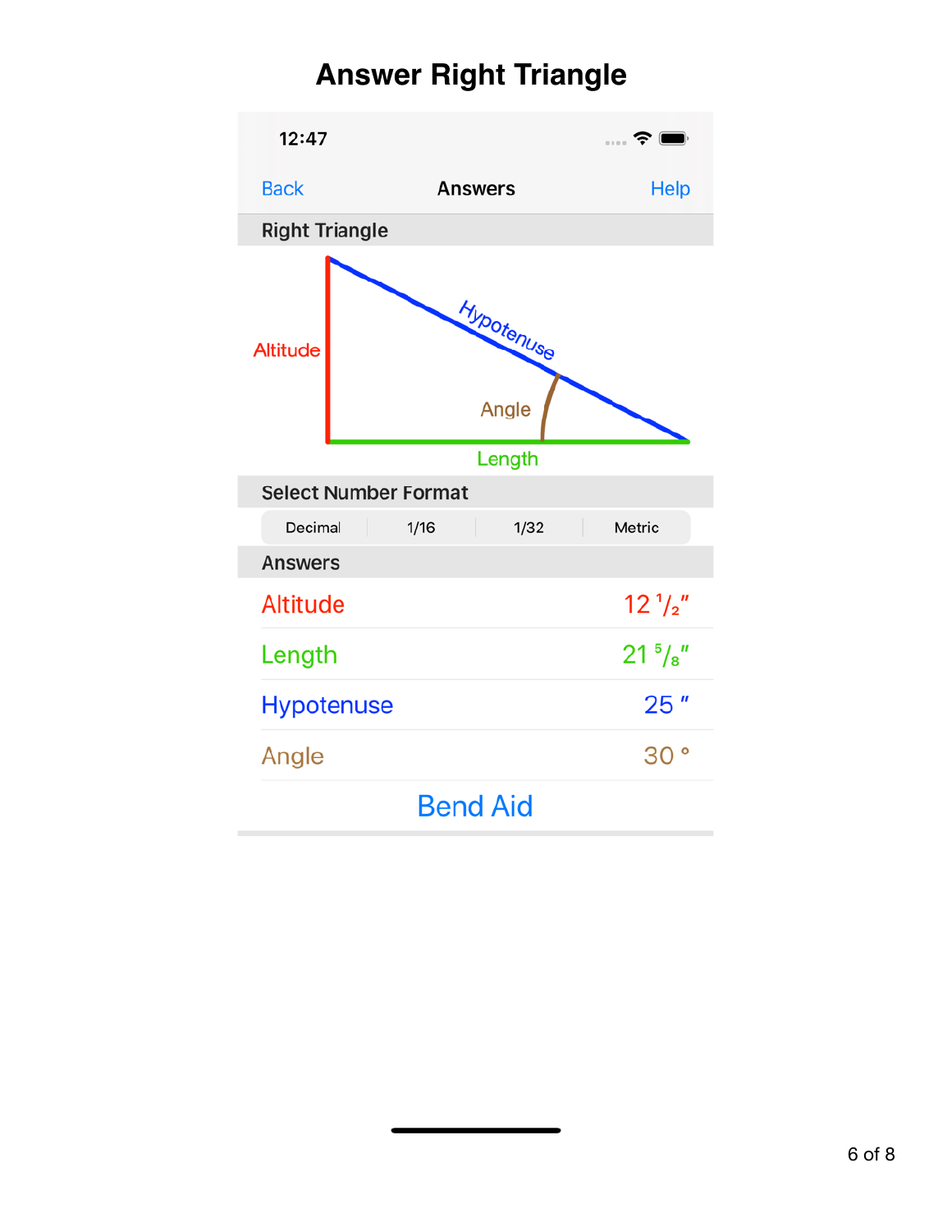# Answer Right Triangle

12:47

Back | Answers | Help

**Right Triangle**

Altitude

Hypotenuse

Angle

Length

**Select Number Format**

| Decimal | 1/16 | 1/32 | Metric |
|---|---|---|---|

**Answers**

| | |
|---|---|
| Altitude | 12 1/2" |
| Length | 21 5/8" |
| Hypotenuse | 25 " |
| Angle | 30 ° |

Bend Aid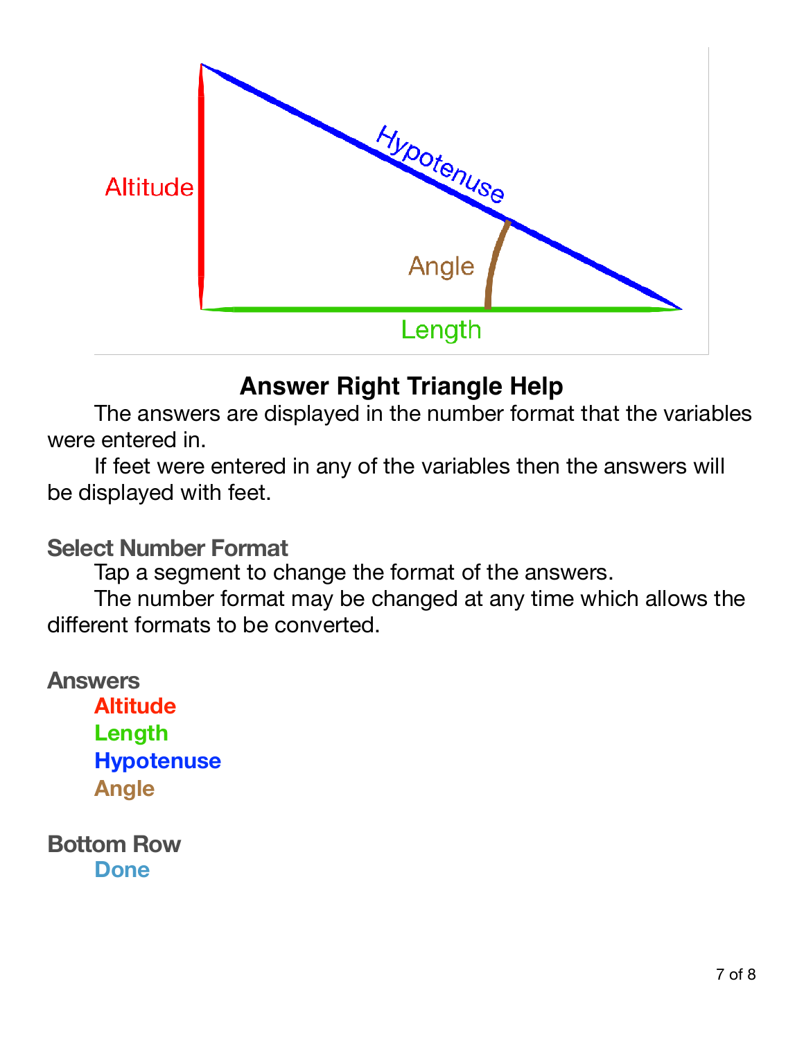Altitude

Hypotenuse

Angle

Length

## Answer Right Triangle Help

The answers are displayed in the number format that the variables were entered in.

If feet were entered in any of the variables then the answers will be displayed with feet.

### Select Number Format

Tap a segment to change the format of the answers.

The number format may be changed at any time which allows the different formats to be converted.

### Answers

**Altitude**
**Length**
**Hypotenuse**
**Angle**

### Bottom Row

**Done**